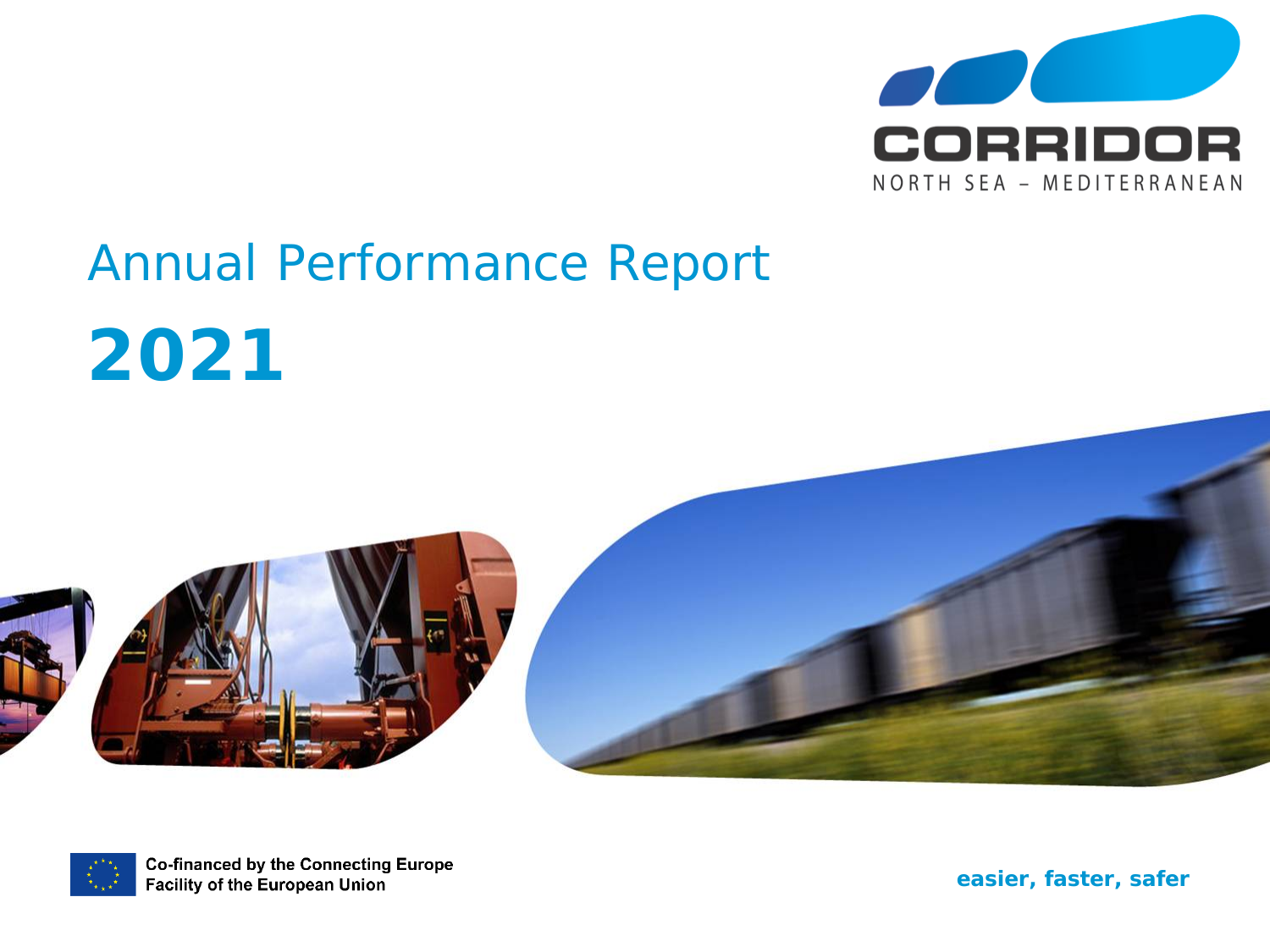CORRIDOR

NORTH SEA – MEDITERRANEAN

# Annual Performance Report

# 2021

Co-financed by the Connecting Europe Facility of the European Union

**easier, faster, safer**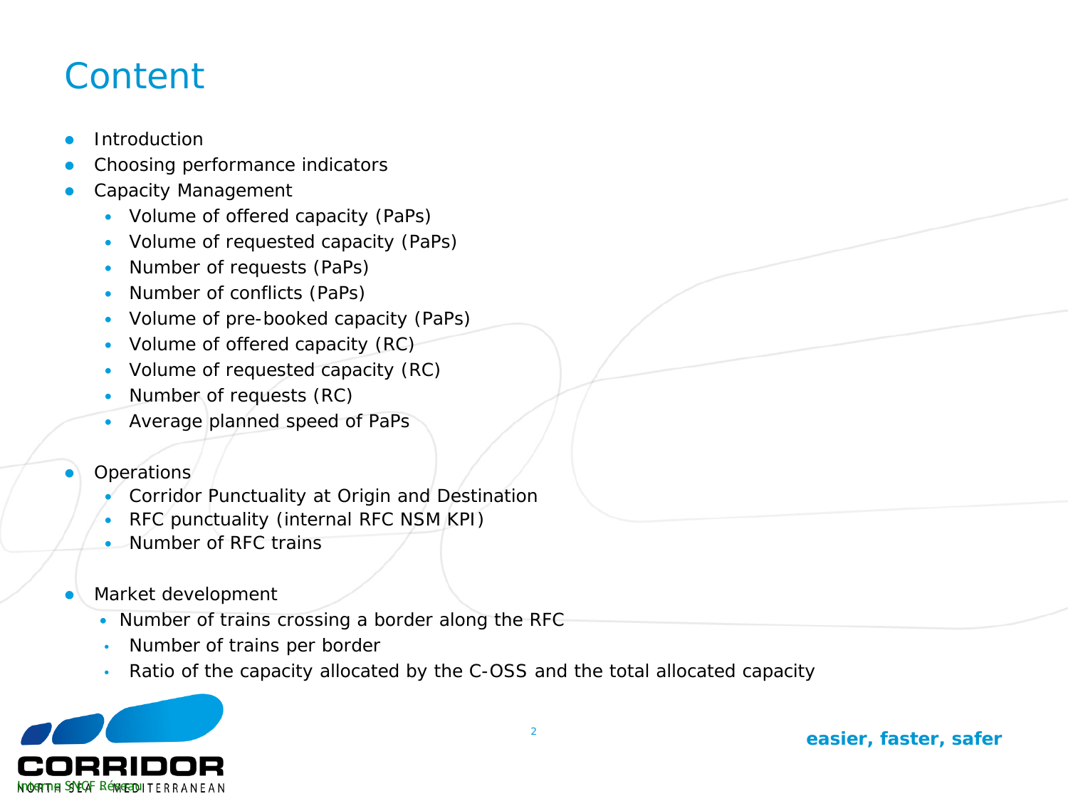# Content

- Introduction
- Choosing performance indicators
- Capacity Management
  - Volume of offered capacity (PaPs)
  - Volume of requested capacity (PaPs)
  - Number of requests (PaPs)
  - Number of conflicts (PaPs)
  - Volume of pre-booked capacity (PaPs)
  - Volume of offered capacity (RC)
  - Volume of requested capacity (RC)
  - Number of requests (RC)
  - Average planned speed of PaPs
- Operations
  - Corridor Punctuality at Origin and Destination
  - RFC punctuality (internal RFC NSM KPI)
  - Number of RFC trains
- Market development
  - Number of trains crossing a border along the RFC
  - Number of trains per border
  - Ratio of the capacity allocated by the C-OSS and the total allocated capacity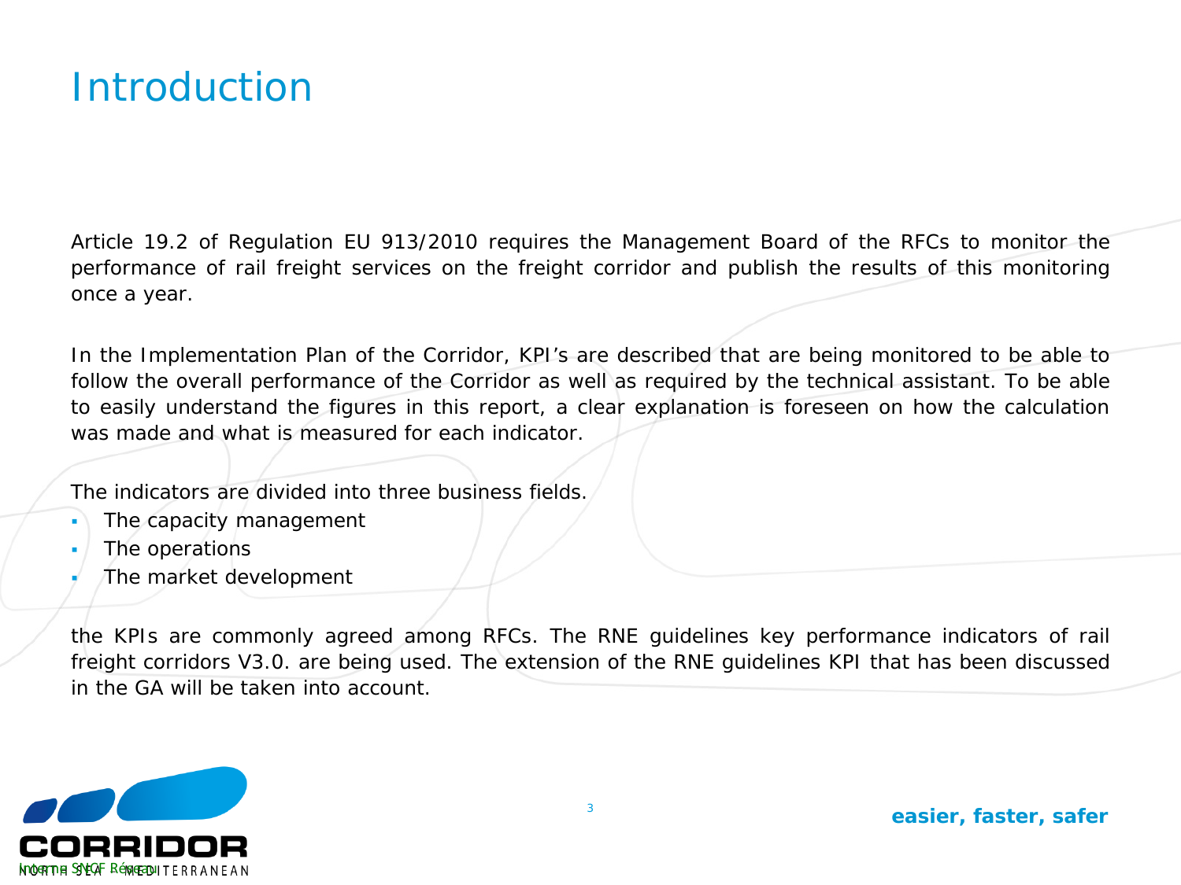# Introduction

Article 19.2 of Regulation EU 913/2010 requires the Management Board of the RFCs to monitor the performance of rail freight services on the freight corridor and publish the results of this monitoring once a year.

In the Implementation Plan of the Corridor, KPI's are described that are being monitored to be able to follow the overall performance of the Corridor as well as required by the technical assistant. To be able to easily understand the figures in this report, a clear explanation is foreseen on how the calculation was made and what is measured for each indicator.

The indicators are divided into three business fields.

- The capacity management
- The operations
- The market development

the KPIs are commonly agreed among RFCs. The RNE guidelines key performance indicators of rail freight corridors V3.0. are being used. The extension of the RNE guidelines KPI that has been discussed in the GA will be taken into account.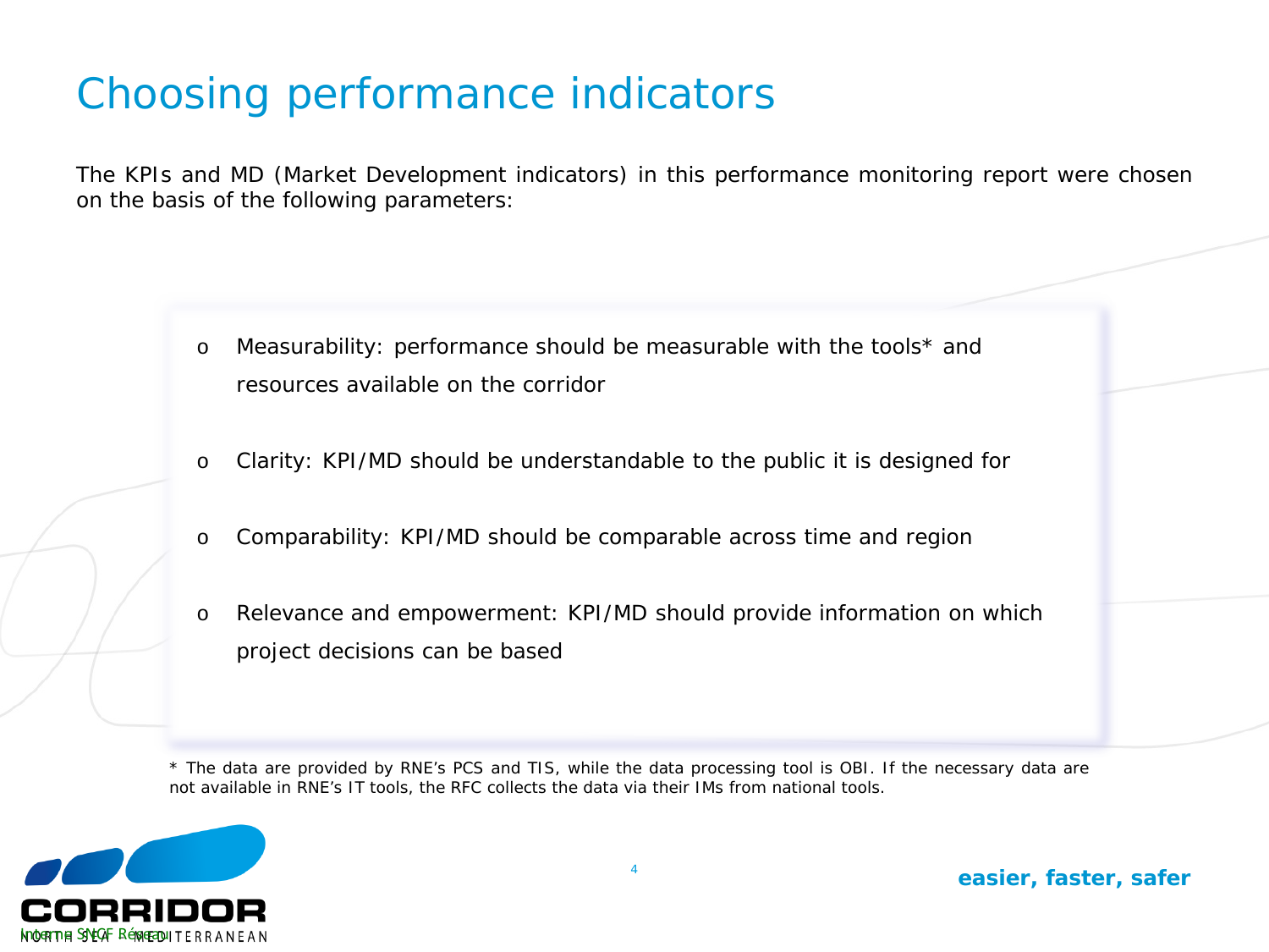# Choosing performance indicators

The KPIs and MD (Market Development indicators) in this performance monitoring report were chosen on the basis of the following parameters:

- Measurability: performance should be measurable with the tools* and resources available on the corridor
- Clarity: KPI/MD should be understandable to the public it is designed for
- Comparability: KPI/MD should be comparable across time and region
- Relevance and empowerment: KPI/MD should provide information on which project decisions can be based

* The data are provided by RNE's PCS and TIS, while the data processing tool is OBI. If the necessary data are not available in RNE's IT tools, the RFC collects the data via their IMs from national tools.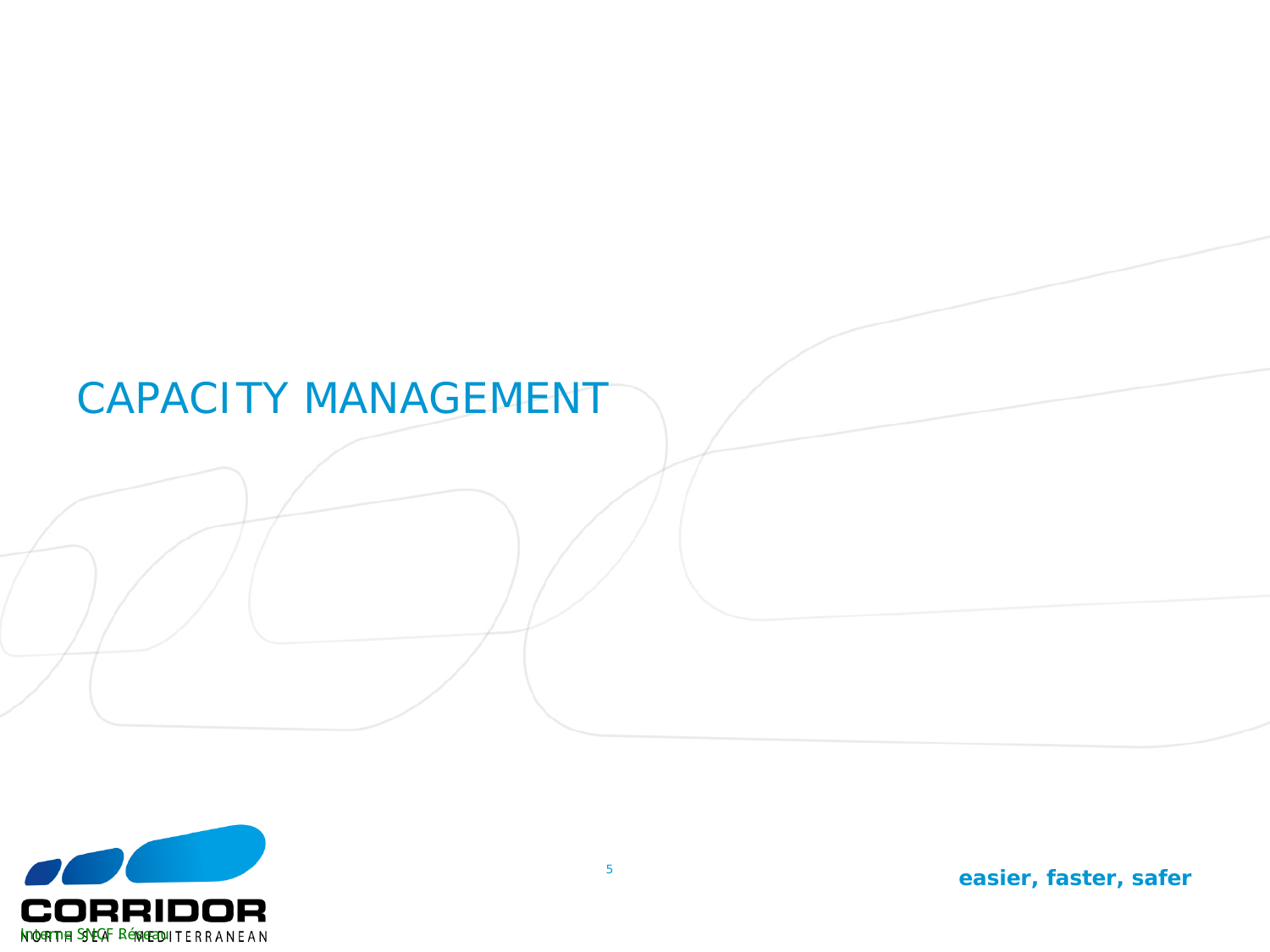# CAPACITY MANAGEMENT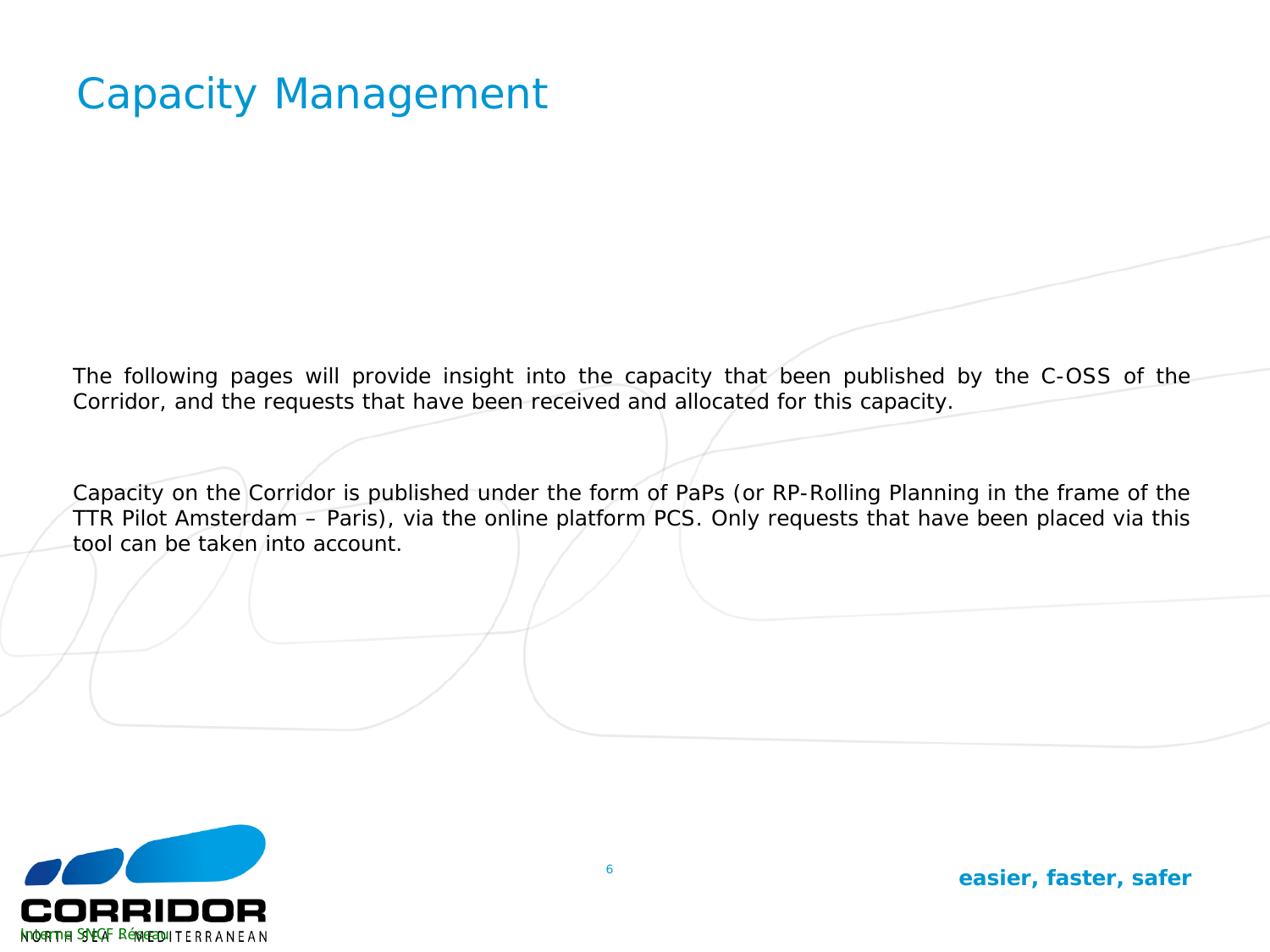# Capacity Management

The following pages will provide insight into the capacity that been published by the C-OSS of the Corridor, and the requests that have been received and allocated for this capacity.

Capacity on the Corridor is published under the form of PaPs (or RP-Rolling Planning in the frame of the TTR Pilot Amsterdam – Paris), via the online platform PCS. Only requests that have been placed via this tool can be taken into account.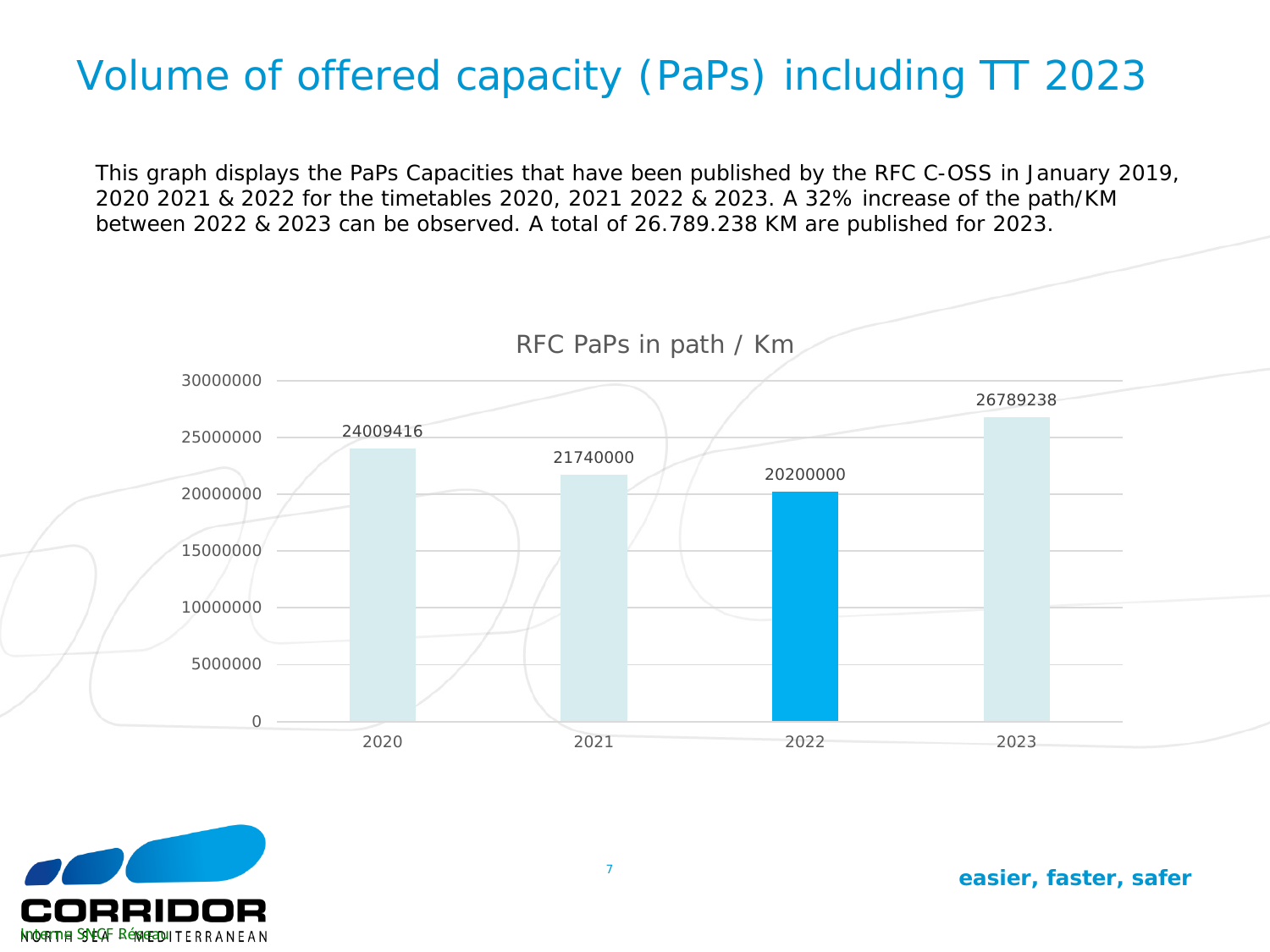# Volume of offered capacity (PaPs) including TT 2023

This graph displays the PaPs Capacities that have been published by the RFC C-OSS in January 2019, 2020 2021 & 2022 for the timetables 2020, 2021 2022 & 2023. A 32% increase of the path/KM between 2022 & 2023 can be observed. A total of 26.789.238 KM are published for 2023.

**RFC PaPs in path / Km**

| Year | Path / Km |
|---|---|
| 2020 | 24009416 |
| 2021 | 21740000 |
| 2022 | 20200000 |
| 2023 | 26789238 |

easier, faster, safer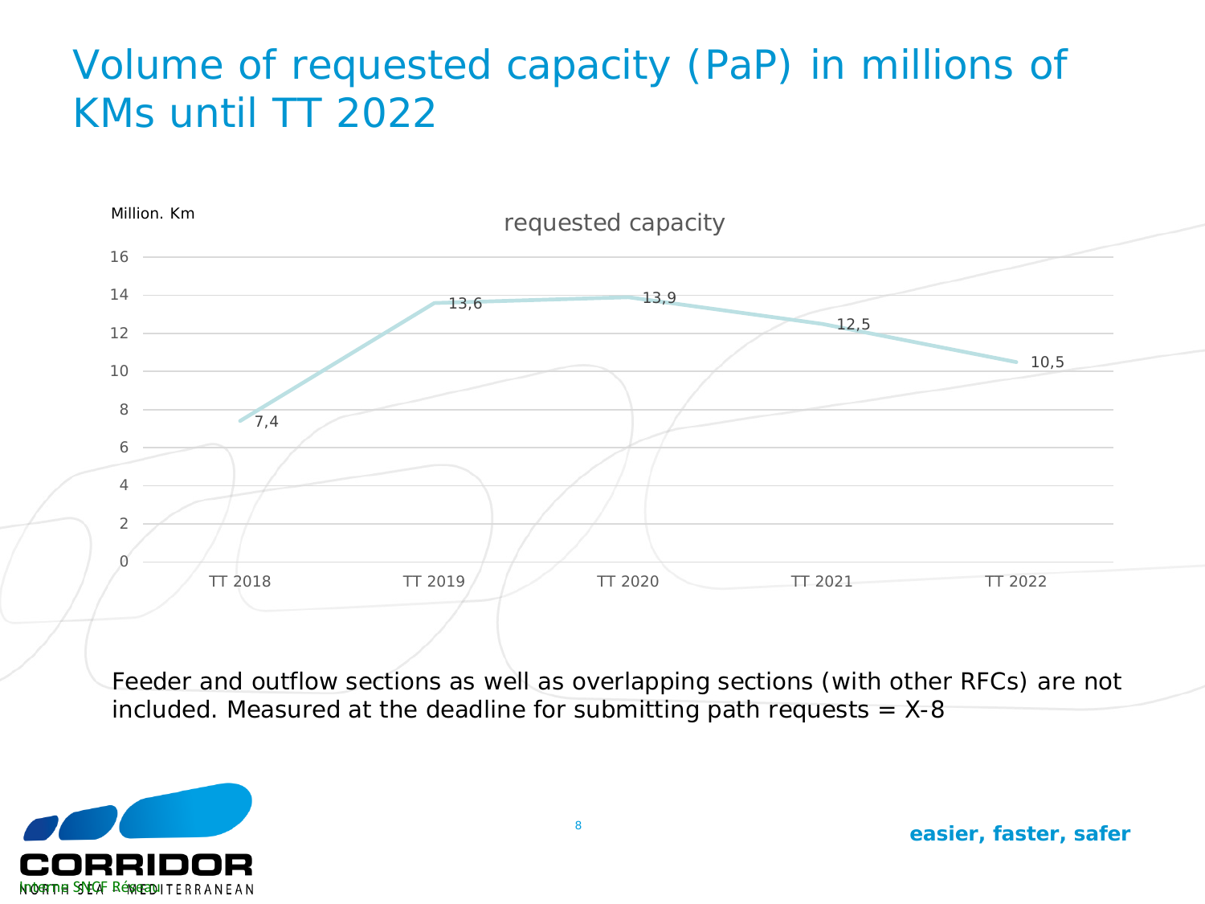# Volume of requested capacity (PaP) in millions of KMs until TT 2022

**requested capacity**

Million. Km

| | TT 2018 | TT 2019 | TT 2020 | TT 2021 | TT 2022 |
|---|---|---|---|---|---|
| requested capacity | 7,4 | 13,6 | 13,9 | 12,5 | 10,5 |

Feeder and outflow sections as well as overlapping sections (with other RFCs) are not included. Measured at the deadline for submitting path requests = X-8

**easier, faster, safer**

Interne SNCF Réseau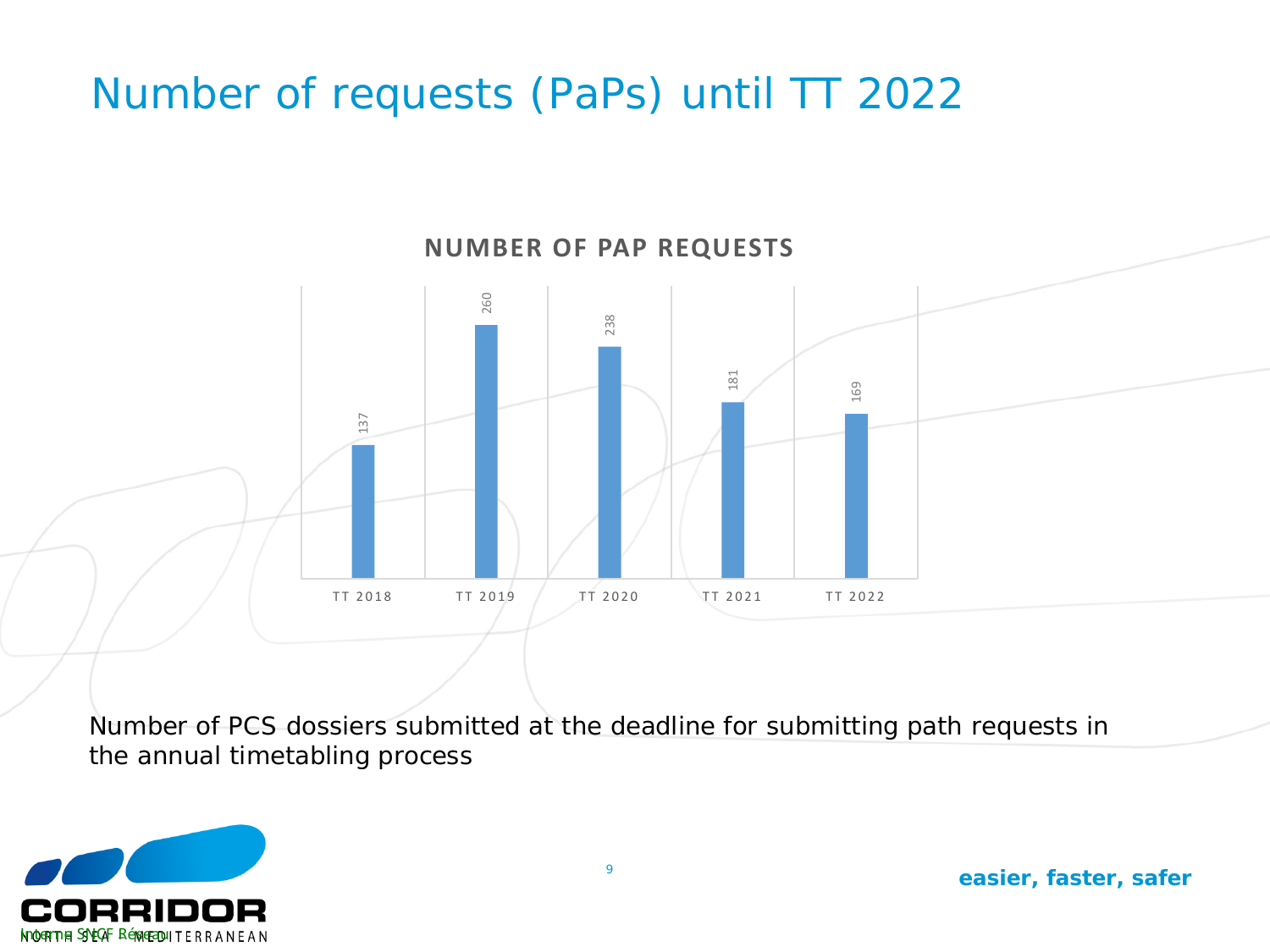# Number of requests (PaPs) until TT 2022

**NUMBER OF PAP REQUESTS**

| | TT 2018 | TT 2019 | TT 2020 | TT 2021 | TT 2022 |
|---|---|---|---|---|---|
| Number of PaP requests | 137 | 260 | 238 | 181 | 169 |

Number of PCS dossiers submitted at the deadline for submitting path requests in the annual timetabling process

**easier, faster, safer**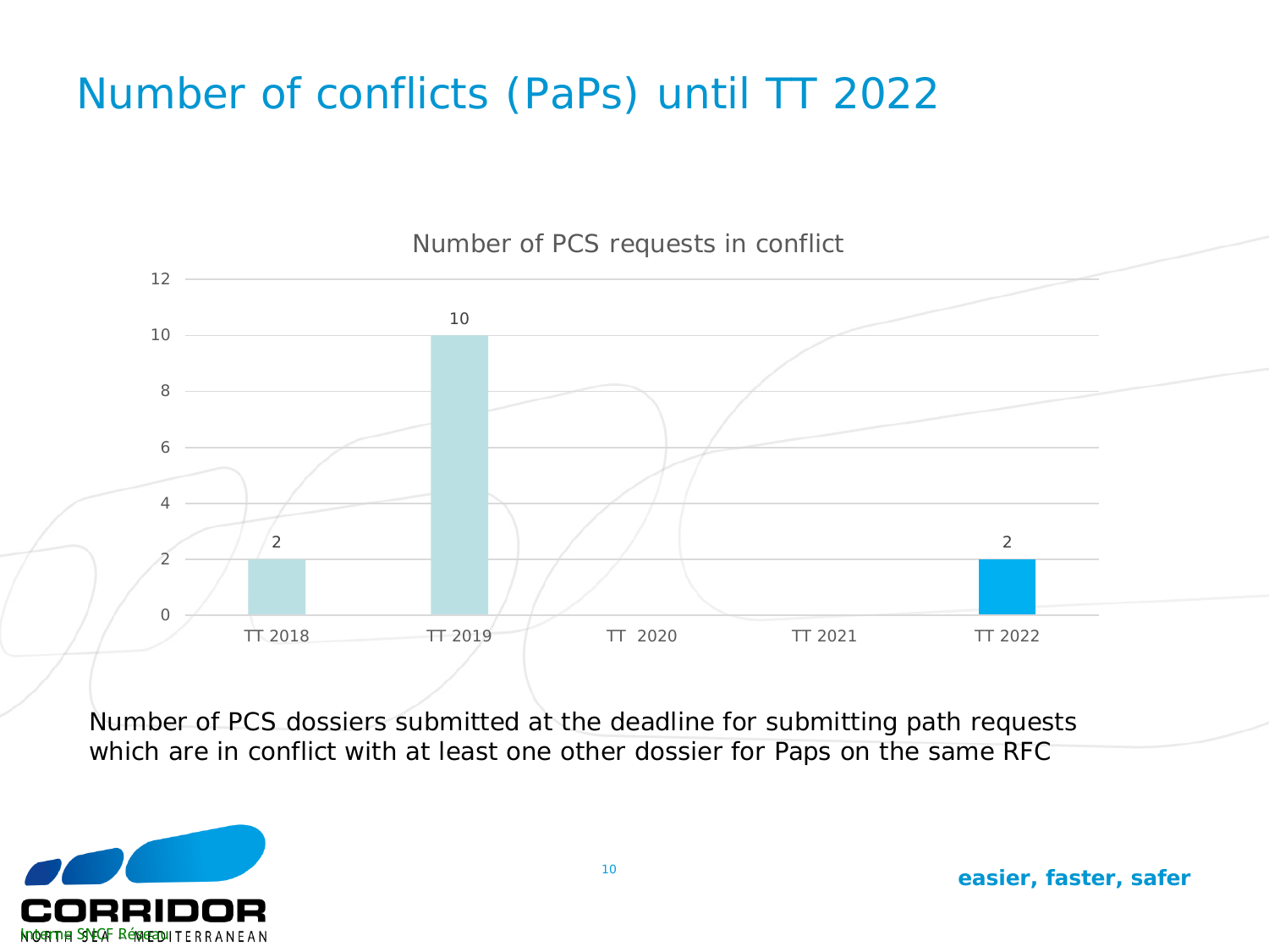# Number of conflicts (PaPs) until TT 2022

Number of PCS requests in conflict

| | TT 2018 | TT 2019 | TT 2020 | TT 2021 | TT 2022 |
|---|---|---|---|---|---|
| Number of PCS requests in conflict | 2 | 10 | | | 2 |

Number of PCS dossiers submitted at the deadline for submitting path requests which are in conflict with at least one other dossier for Paps on the same RFC

easier, faster, safer

Interne SNCF Réseau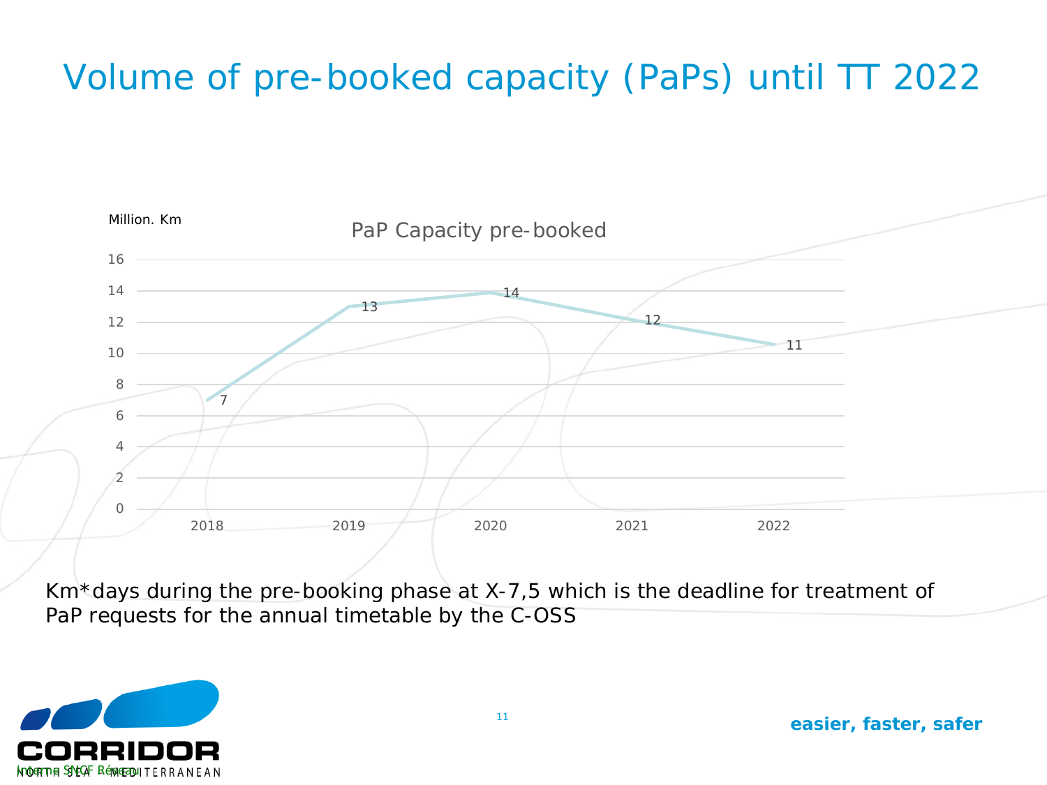# Volume of pre-booked capacity (PaPs) until TT 2022

Million. Km

PaP Capacity pre-booked

| Year | Million Km |
|---|---|
| 2018 | 7 |
| 2019 | 13 |
| 2020 | 14 |
| 2021 | 12 |
| 2022 | 11 |

Km*days during the pre-booking phase at X-7,5 which is the deadline for treatment of PaP requests for the annual timetable by the C-OSS

easier, faster, safer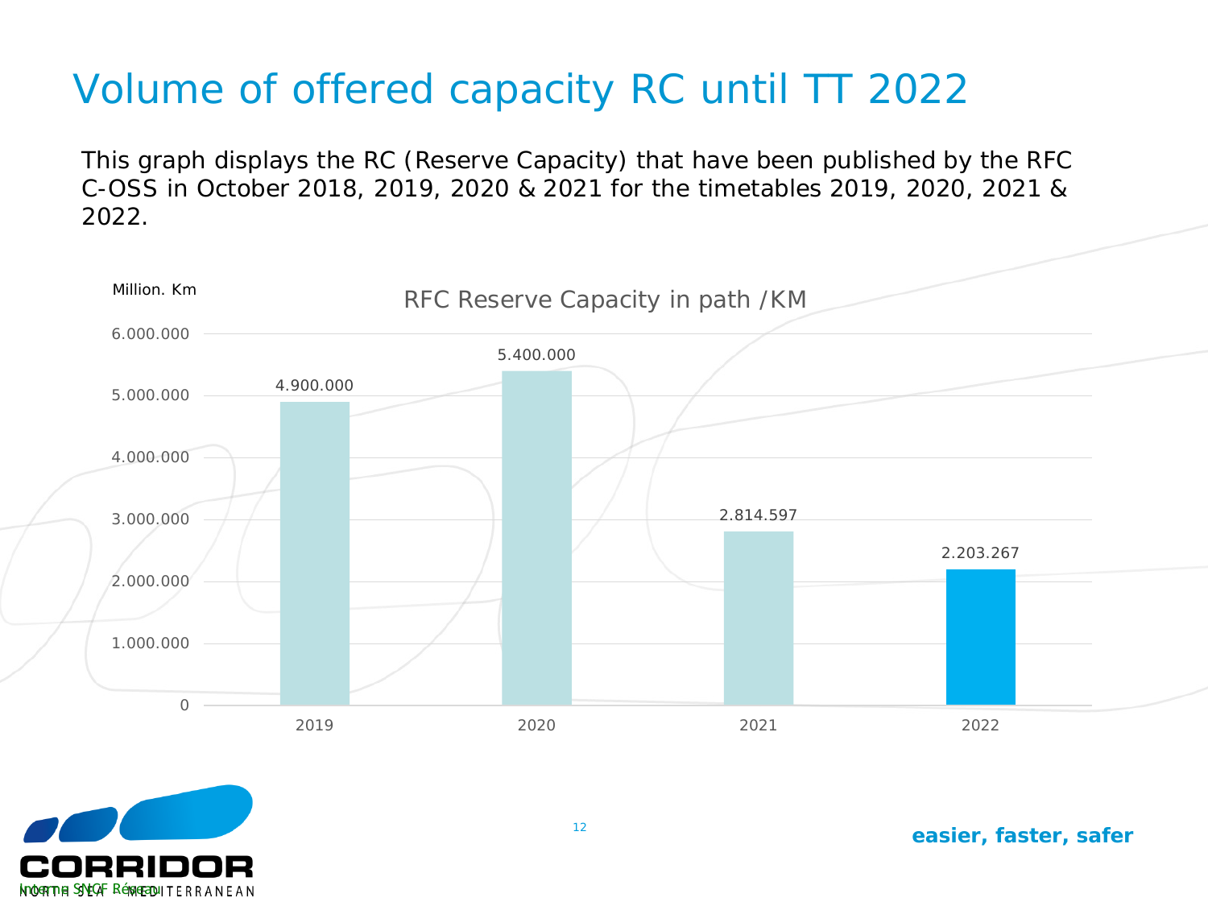# Volume of offered capacity RC until TT 2022

This graph displays the RC (Reserve Capacity) that have been published by the RFC C-OSS in October 2018, 2019, 2020 & 2021 for the timetables 2019, 2020, 2021 & 2022.

RFC Reserve Capacity in path /KM

| Year | Million. Km |
| --- | --- |
| 2019 | 4.900.000 |
| 2020 | 5.400.000 |
| 2021 | 2.814.597 |
| 2022 | 2.203.267 |

**easier, faster, safer**

Interne SNCF Réseau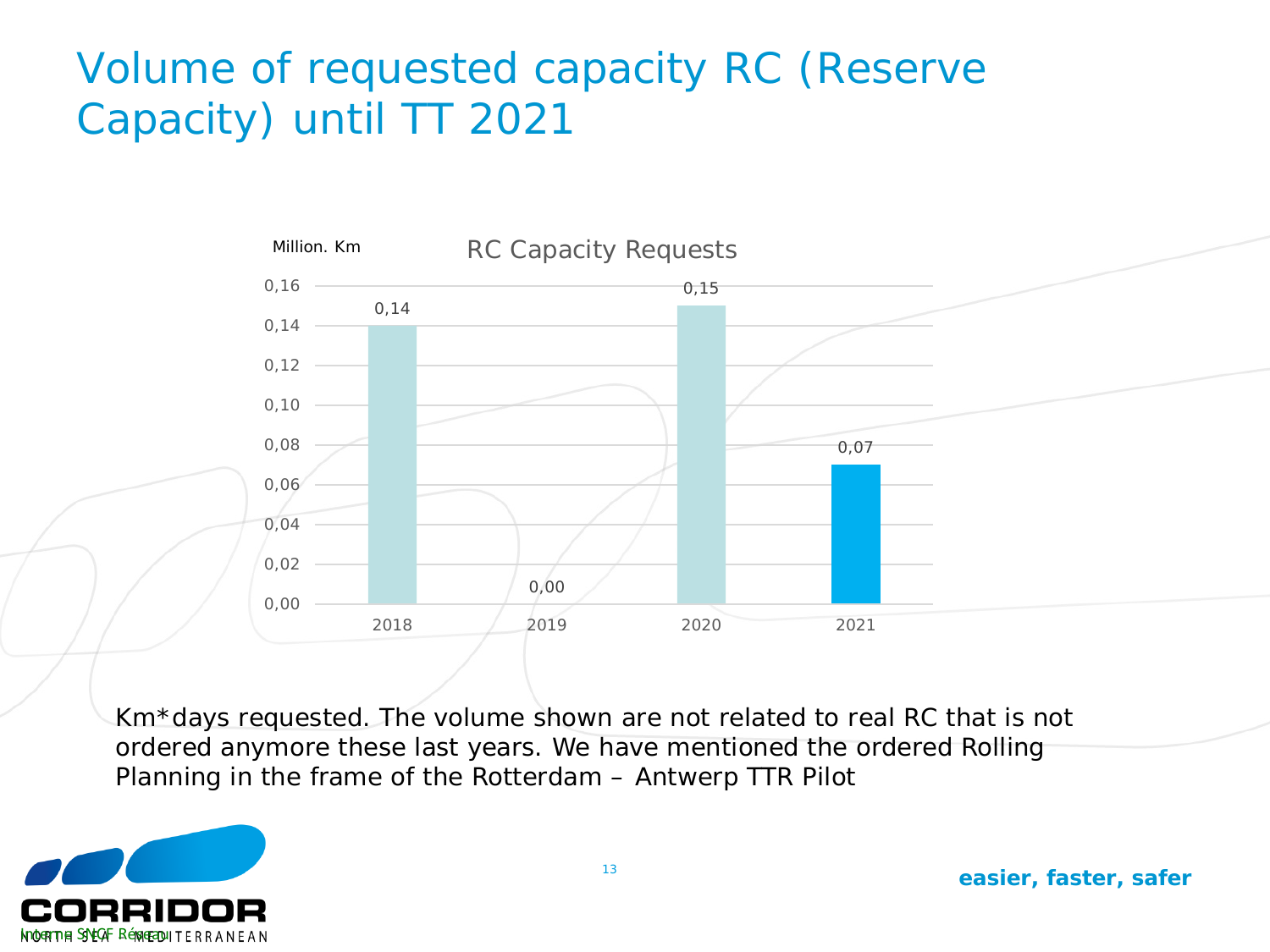# Volume of requested capacity RC (Reserve Capacity) until TT 2021

RC Capacity Requests

Million. Km

| Year | Value |
|---|---|
| 2018 | 0,14 |
| 2019 | 0,00 |
| 2020 | 0,15 |
| 2021 | 0,07 |

Km*days requested. The volume shown are not related to real RC that is not ordered anymore these last years. We have mentioned the ordered Rolling Planning in the frame of the Rotterdam – Antwerp TTR Pilot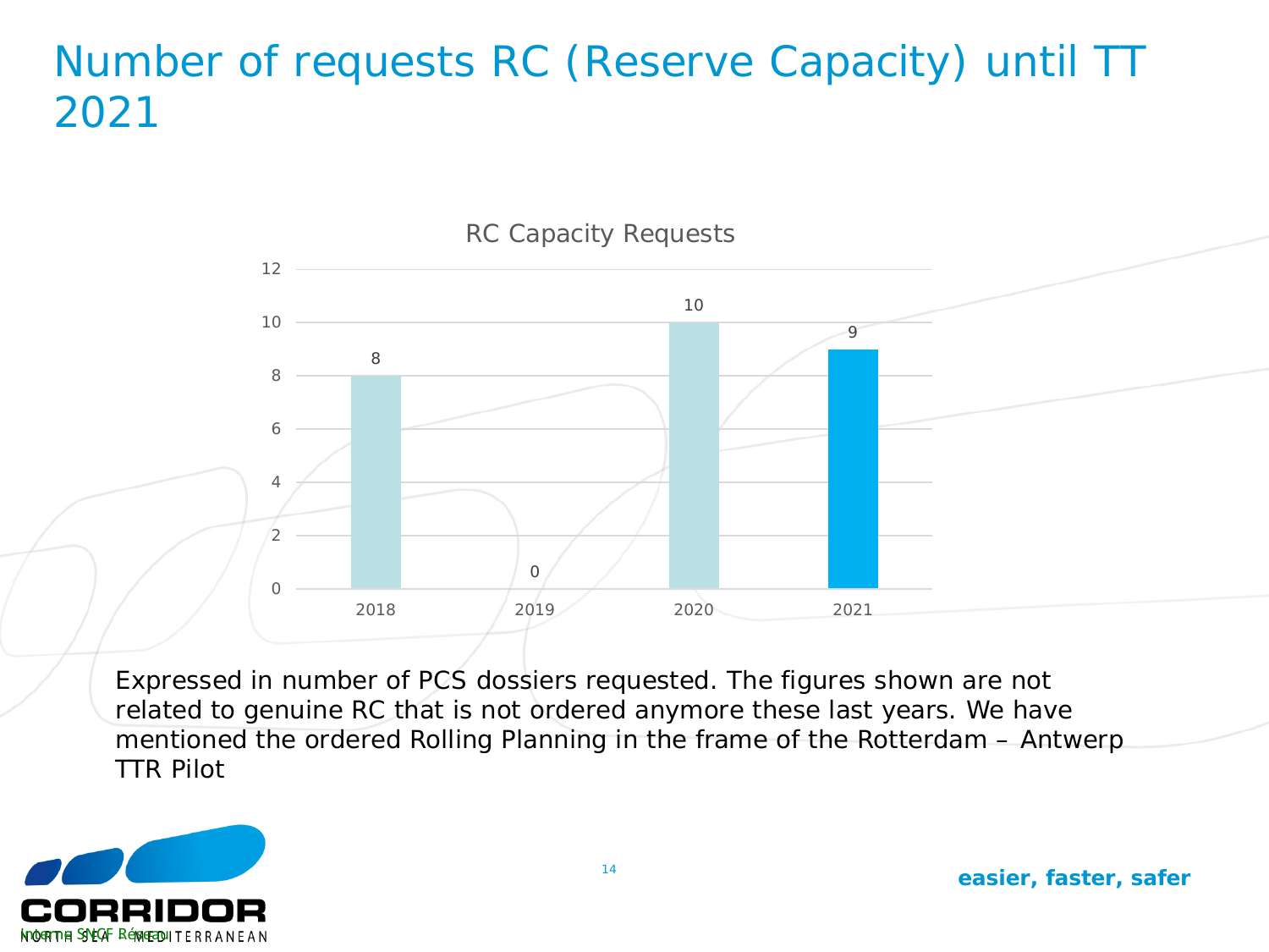# Number of requests RC (Reserve Capacity) until TT 2021

RC Capacity Requests

| Year | Requests |
|---|---|
| 2018 | 8 |
| 2019 | 0 |
| 2020 | 10 |
| 2021 | 9 |

Expressed in number of PCS dossiers requested. The figures shown are not related to genuine RC that is not ordered anymore these last years. We have mentioned the ordered Rolling Planning in the frame of the Rotterdam – Antwerp TTR Pilot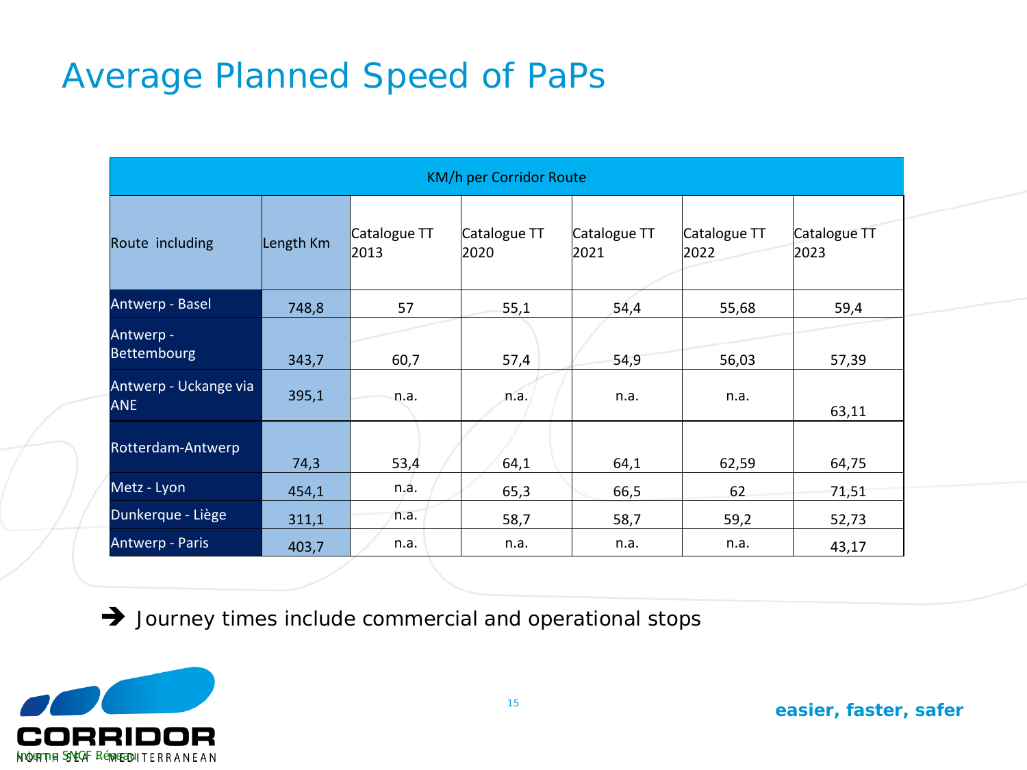# Average Planned Speed of PaPs

| KM/h per Corridor Route | | | | | | |
|---|---|---|---|---|---|---|
| Route including | Length Km | Catalogue TT 2013 | Catalogue TT 2020 | Catalogue TT 2021 | Catalogue TT 2022 | Catalogue TT 2023 |
| Antwerp - Basel | 748,8 | 57 | 55,1 | 54,4 | 55,68 | 59,4 |
| Antwerp - Bettembourg | 343,7 | 60,7 | 57,4 | 54,9 | 56,03 | 57,39 |
| Antwerp - Uckange via ANE | 395,1 | n.a. | n.a. | n.a. | n.a. | 63,11 |
| Rotterdam-Antwerp | 74,3 | 53,4 | 64,1 | 64,1 | 62,59 | 64,75 |
| Metz - Lyon | 454,1 | n.a. | 65,3 | 66,5 | 62 | 71,51 |
| Dunkerque - Liège | 311,1 | n.a. | 58,7 | 58,7 | 59,2 | 52,73 |
| Antwerp - Paris | 403,7 | n.a. | n.a. | n.a. | n.a. | 43,17 |

➔ Journey times include commercial and operational stops

Interne SNCF Réseau

easier, faster, safer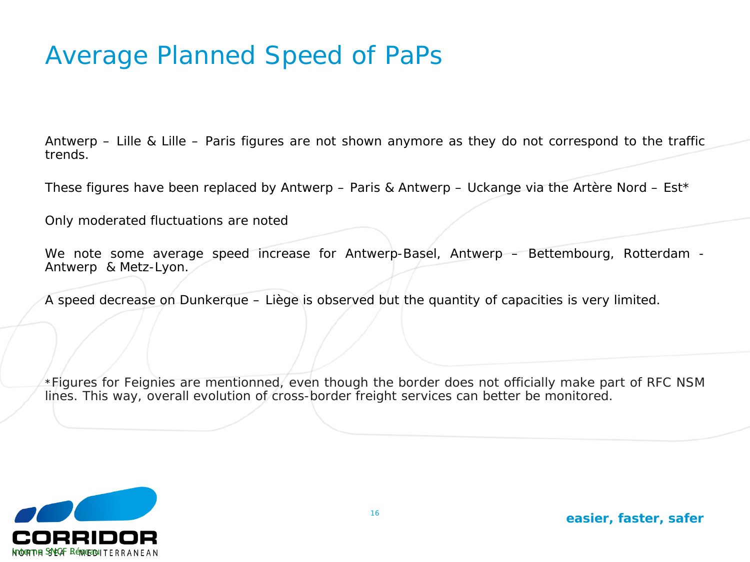# Average Planned Speed of PaPs

Antwerp – Lille & Lille – Paris figures are not shown anymore as they do not correspond to the traffic trends.

These figures have been replaced by Antwerp – Paris & Antwerp – Uckange via the Artère Nord – Est*

Only moderated fluctuations are noted

We note some average speed increase for Antwerp-Basel, Antwerp – Bettembourg, Rotterdam - Antwerp & Metz-Lyon.

A speed decrease on Dunkerque – Liège is observed but the quantity of capacities is very limited.

*Figures for Feignies are mentionned, even though the border does not officially make part of RFC NSM lines. This way, overall evolution of cross-border freight services can better be monitored.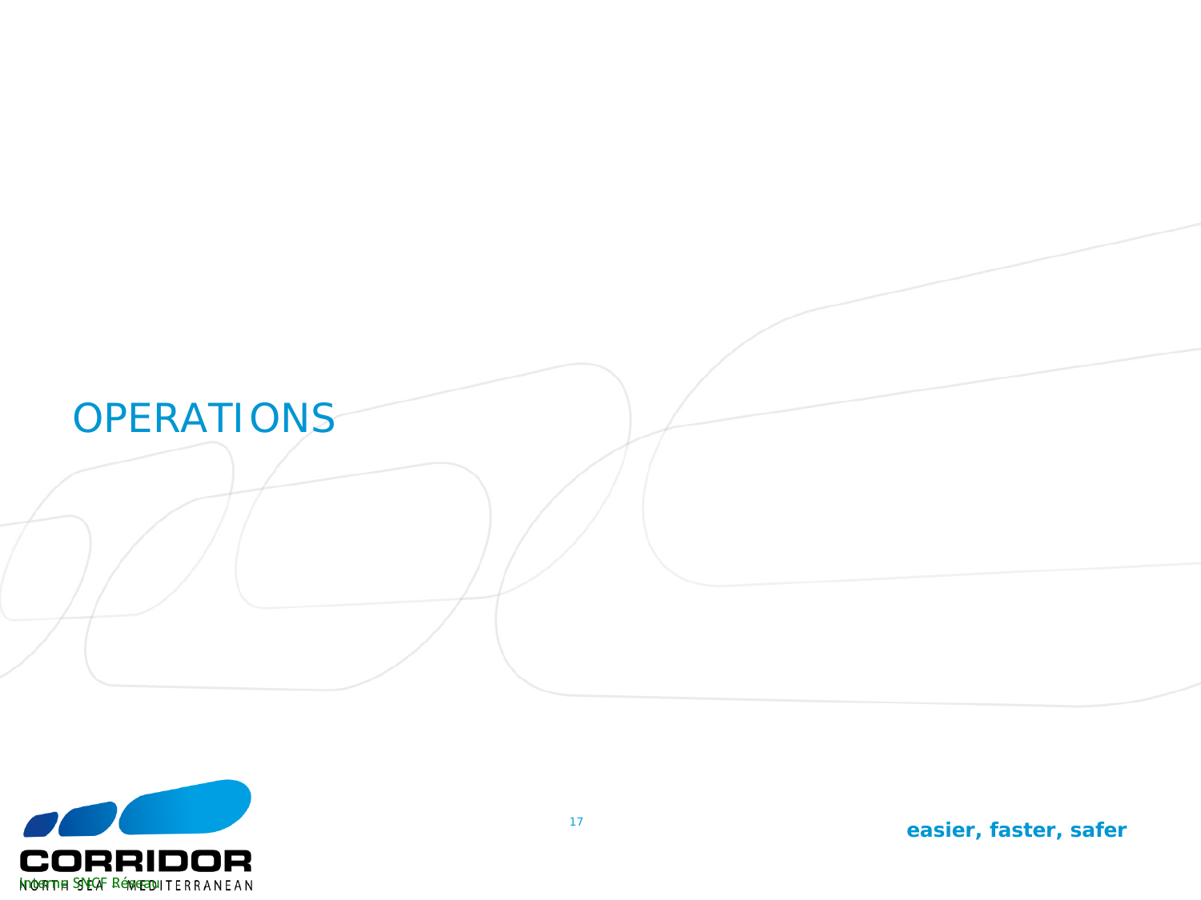# OPERATIONS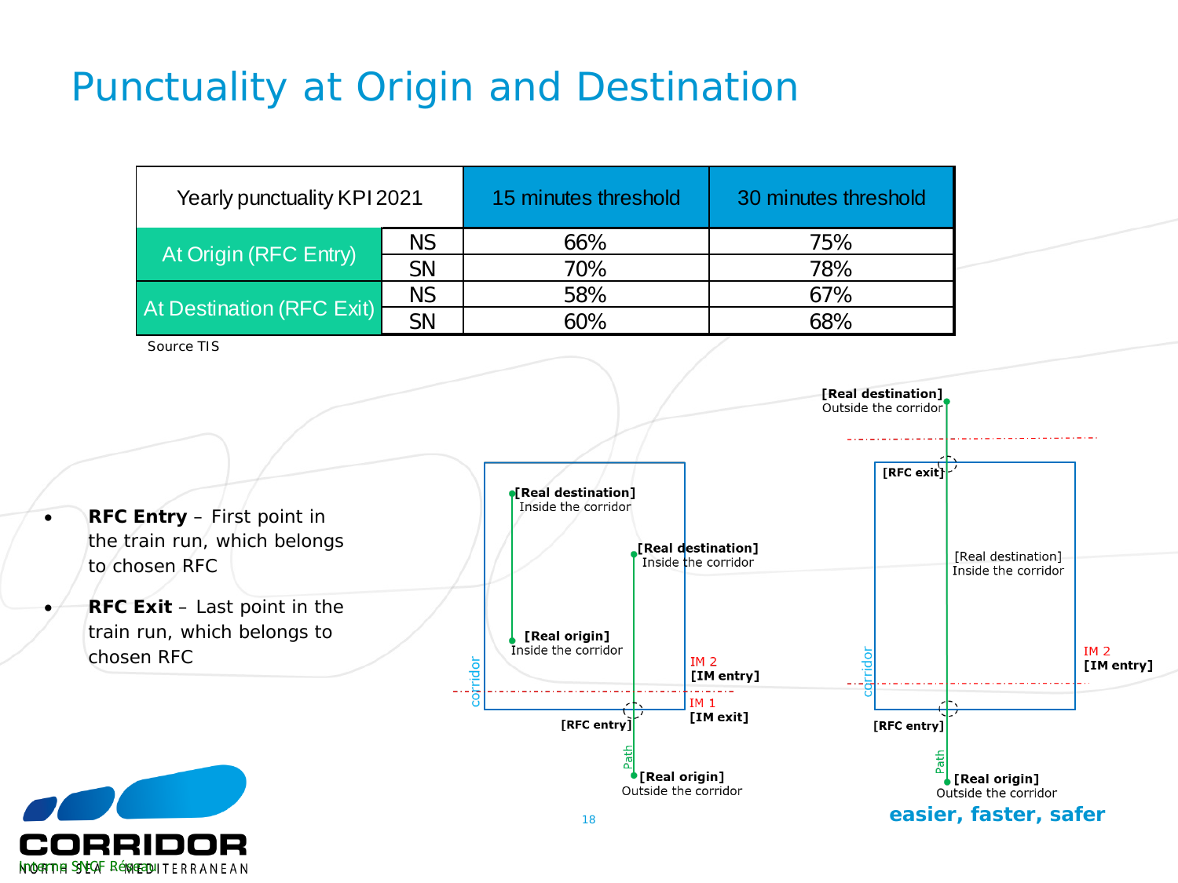# Punctuality at Origin and Destination

| Yearly punctuality KPI 2021 | | 15 minutes threshold | 30 minutes threshold |
|---|---|---|---|
| At Origin (RFC Entry) | NS | 66% | 75% |
| | SN | 70% | 78% |
| At Destination (RFC Exit) | NS | 58% | 67% |
| | SN | 60% | 68% |

Source TIS

- **RFC Entry** – First point in the train run, which belongs to chosen RFC
- **RFC Exit** – Last point in the train run, which belongs to chosen RFC

[Real destination] Inside the corridor

[Real origin] Inside the corridor

[Real destination] Inside the corridor

IM 2 [IM entry]

IM 1 [IM exit]

[RFC entry]

Path

[Real origin] Outside the corridor

corridor

[Real destination] Outside the corridor

[RFC exit]

[Real destination] Inside the corridor

IM 2 [IM entry]

[RFC entry]

Path

[Real origin] Outside the corridor

corridor

easier, faster, safer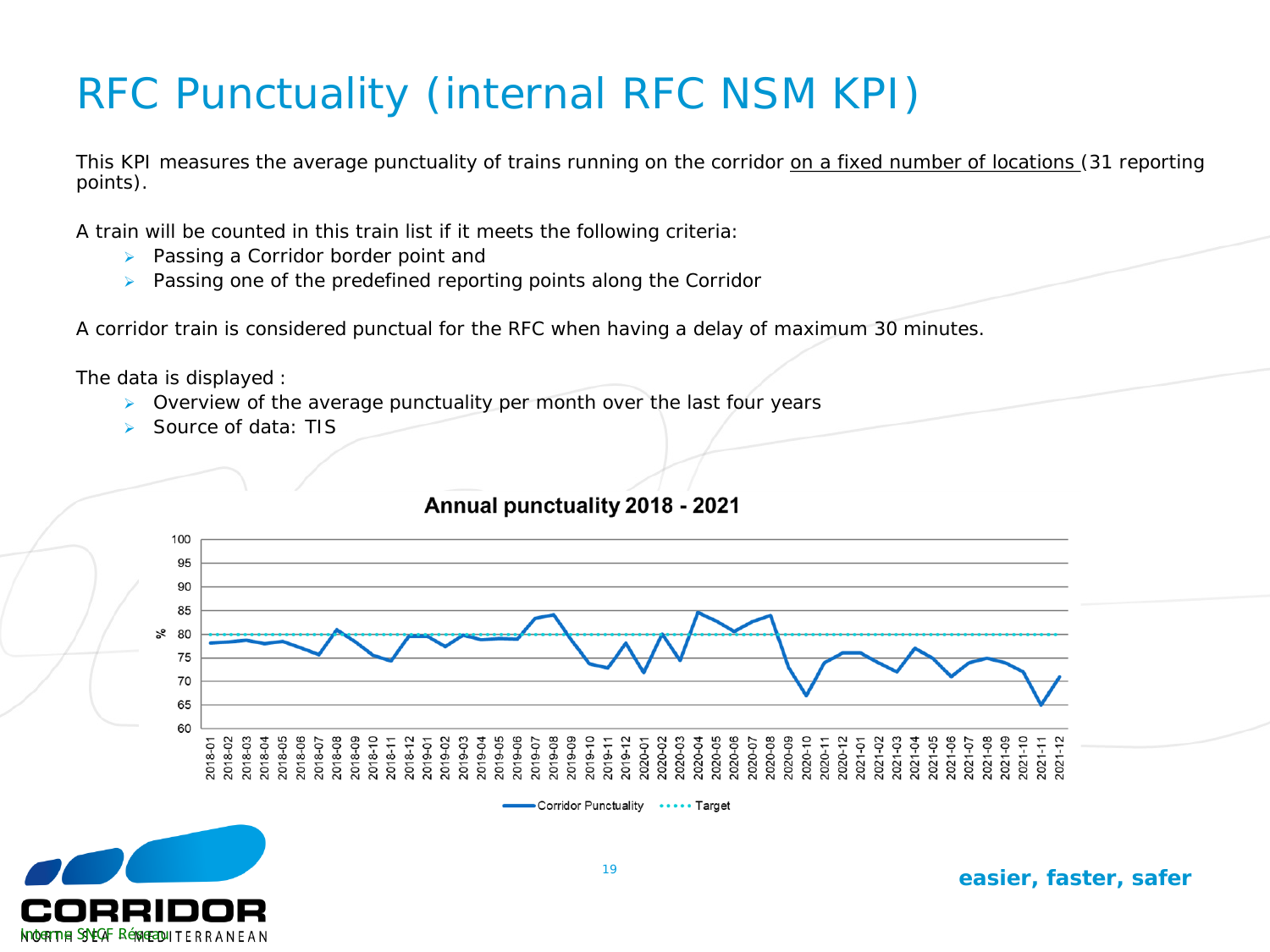# RFC Punctuality (internal RFC NSM KPI)

This KPI measures the average punctuality of trains running on the corridor on a fixed number of locations (31 reporting points).

A train will be counted in this train list if it meets the following criteria:

- Passing a Corridor border point and
- Passing one of the predefined reporting points along the Corridor

A corridor train is considered punctual for the RFC when having a delay of maximum 30 minutes.

The data is displayed :

- Overview of the average punctuality per month over the last four years
- Source of data: TIS

**Annual punctuality 2018 - 2021**

Corridor Punctuality ····· Target

easier, faster, safer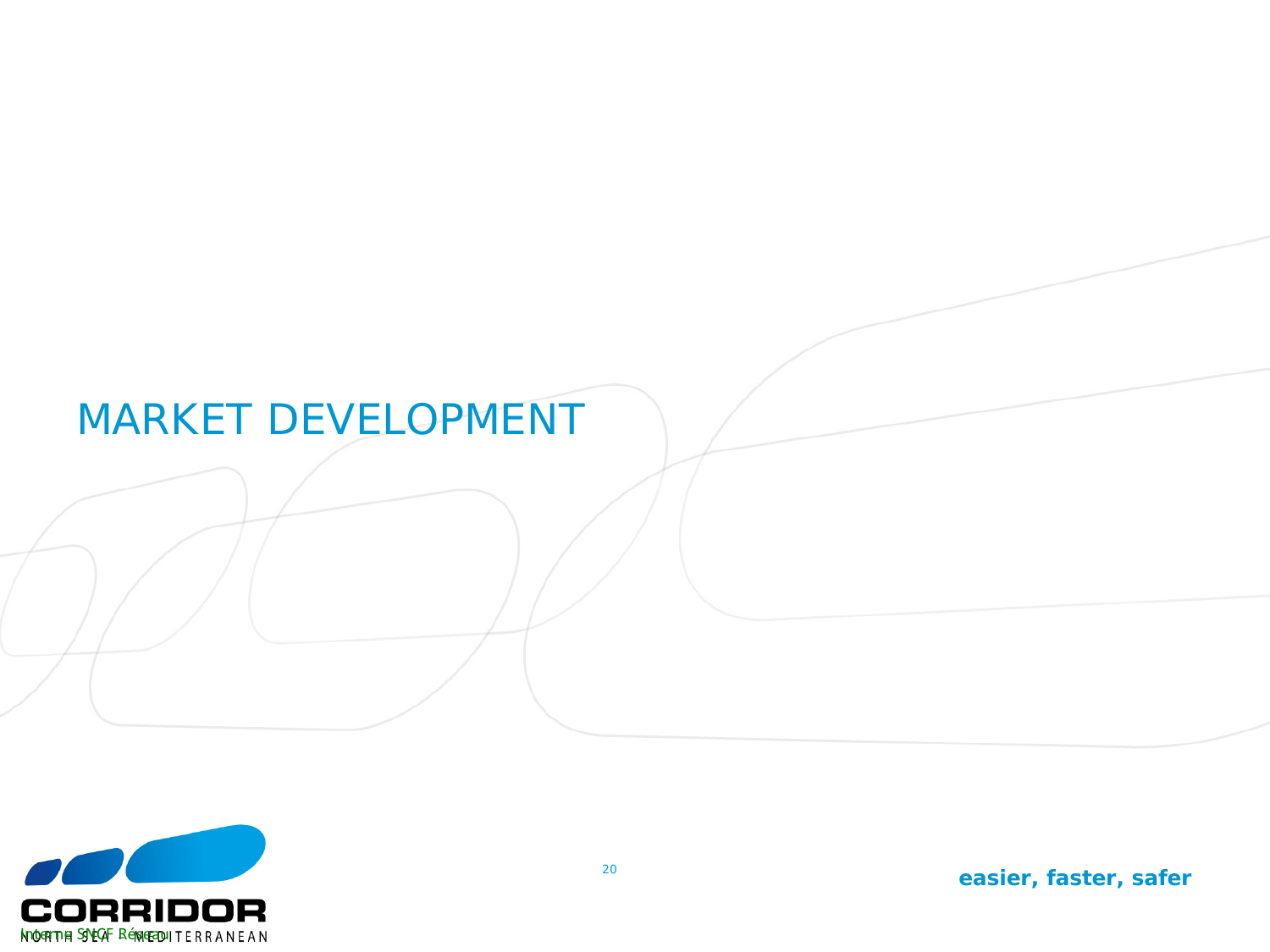# MARKET DEVELOPMENT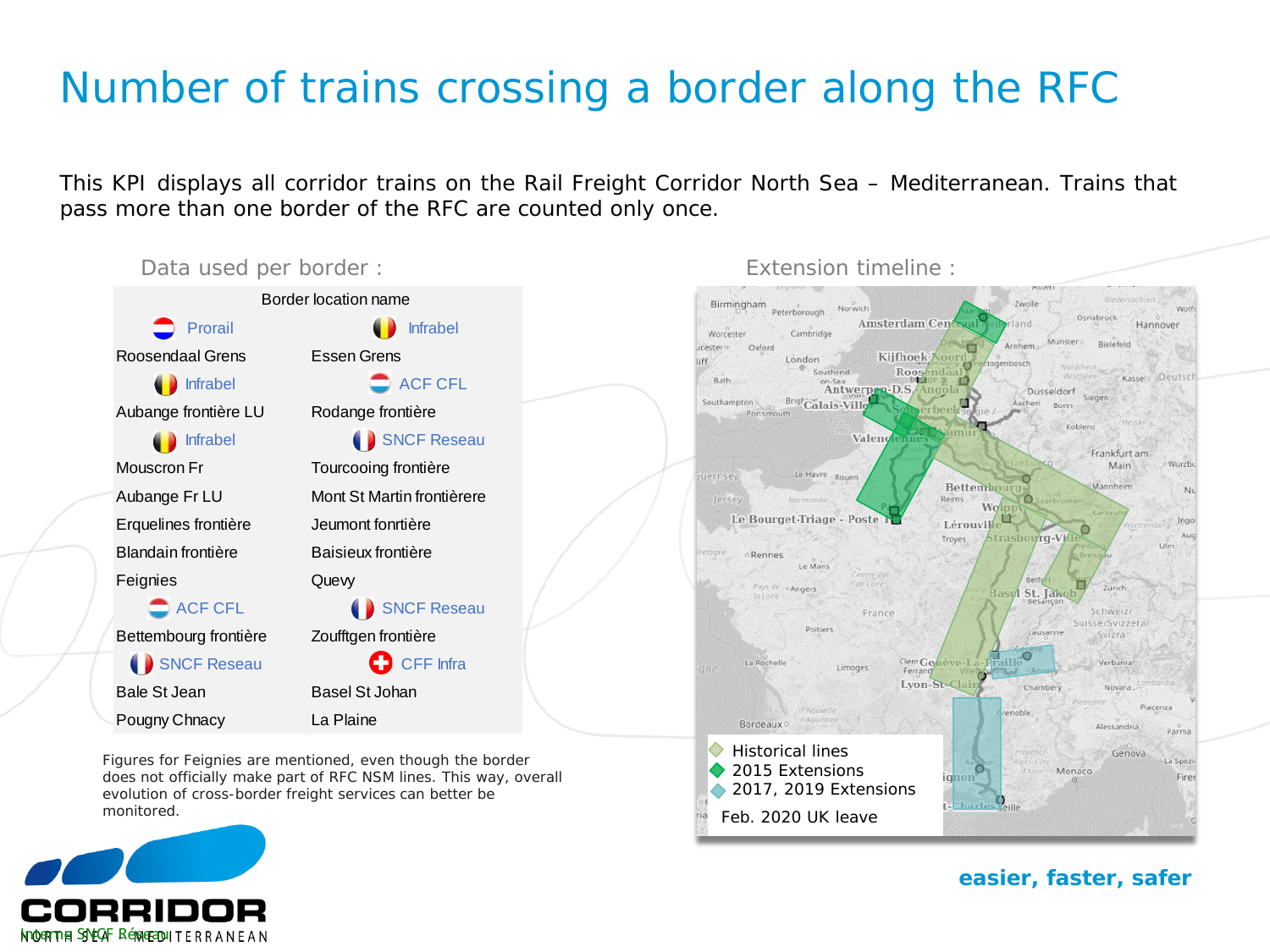# Number of trains crossing a border along the RFC

This KPI displays all corridor trains on the Rail Freight Corridor North Sea – Mediterranean. Trains that pass more than one border of the RFC are counted only once.

Data used per border :

| Border location name | |
|---|---|
| Prorail | Infrabel |
| Roosendaal Grens | Essen Grens |
| Infrabel | ACF CFL |
| Aubange frontière LU | Rodange frontière |
| Infrabel | SNCF Reseau |
| Mouscron Fr | Tourcooing frontière |
| Aubange Fr LU | Mont St Martin frontièrere |
| Erquelines frontière | Jeumont fonrtière |
| Blandain frontière | Baisieux frontière |
| Feignies | Quevy |
| ACF CFL | SNCF Reseau |
| Bettembourg frontière | Zoufftgen frontière |
| SNCF Reseau | CFF Infra |
| Bale St Jean | Basel St Johan |
| Pougny Chnacy | La Plaine |

Figures for Feignies are mentioned, even though the border does not officially make part of RFC NSM lines. This way, overall evolution of cross-border freight services can better be monitored.

Extension timeline :

- Historical lines
- 2015 Extensions
- 2017, 2019 Extensions

Feb. 2020 UK leave

easier, faster, safer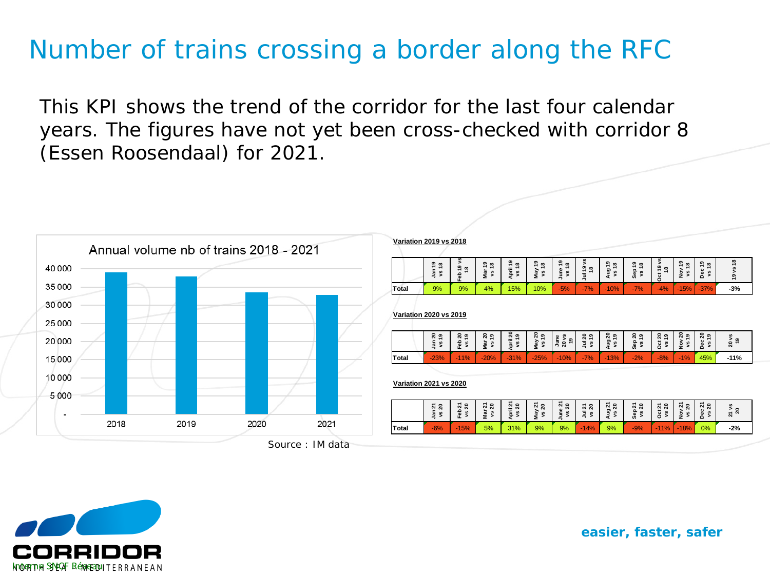# Number of trains crossing a border along the RFC

This KPI shows the trend of the corridor for the last four calendar years. The figures have not yet been cross-checked with corridor 8 (Essen Roosendaal) for 2021.

**Annual volume nb of trains 2018 - 2021**

Source : IM data

**Variation 2019 vs 2018**

| | Jan 19 vs 18 | Feb 19 vs 18 | Mar 19 vs 18 | April 19 vs 18 | May 19 vs 18 | June 19 vs 18 | Jul 19 vs 18 | Aug 19 vs 18 | Sep 19 vs 18 | Oct 19 vs 18 | Nov 19 vs 18 | Dec 19 vs 18 | 19 vs 18 |
|---|---|---|---|---|---|---|---|---|---|---|---|---|---|
| Total | 9% | 9% | 4% | 15% | 10% | -5% | -7% | -10% | -7% | -4% | -15% | -37% | -3% |

**Variation 2020 vs 2019**

| | Jan 20 vs 19 | Feb 20 vs 19 | Mar 20 vs 19 | April 20 vs 19 | May 20 vs 19 | June 20 vs 19 | Jul 20 vs 19 | Aug 20 vs 19 | Sep 20 vs 19 | Oct 20 vs 19 | Nov 20 vs 19 | Dec 20 vs 19 | 20 vs 19 |
|---|---|---|---|---|---|---|---|---|---|---|---|---|---|
| Total | -23% | -11% | -20% | -31% | -25% | -10% | -7% | -13% | -2% | -8% | -1% | 45% | -11% |

**Variation 2021 vs 2020**

| | Jan 21 vs 20 | Feb 21 vs 20 | Mar 21 vs 20 | April 21 vs 20 | May 21 vs 20 | June 21 vs 20 | Jul 21 vs 20 | Aug 21 vs 20 | Sep 21 vs 20 | Oct 21 vs 20 | Nov 21 vs 20 | Dec 21 vs 20 | 21 vs 20 |
|---|---|---|---|---|---|---|---|---|---|---|---|---|---|
| Total | -6% | -15% | 5% | 31% | 9% | 9% | -14% | 9% | -9% | -11% | -18% | 0% | -2% |

easier, faster, safer

Interne SNCF Réseau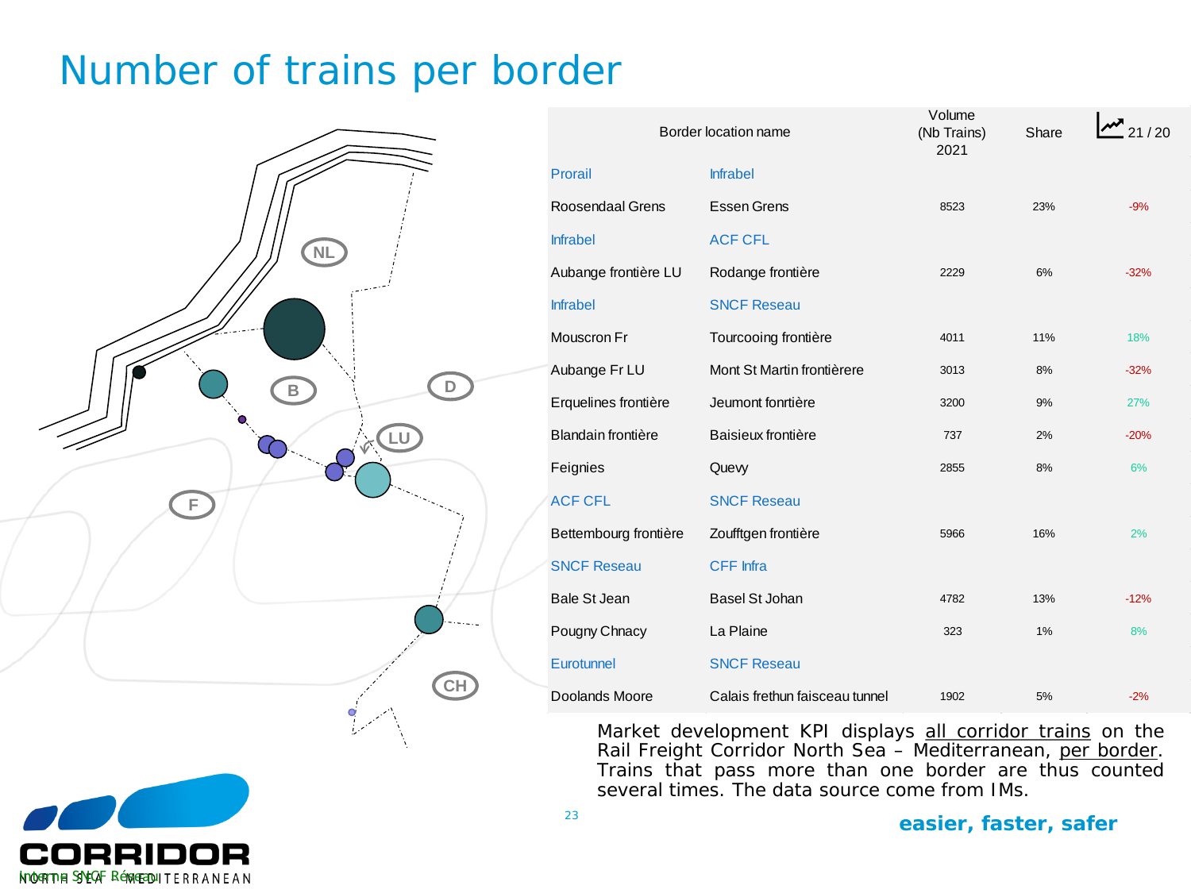# Number of trains per border

| Border location name | | Volume (Nb Trains) 2021 | Share | 21 / 20 |
|---|---|---|---|---|
| Prorail | Infrabel | | | |
| Roosendaal Grens | Essen Grens | 8523 | 23% | -9% |
| Infrabel | ACF CFL | | | |
| Aubange frontière LU | Rodange frontière | 2229 | 6% | -32% |
| Infrabel | SNCF Reseau | | | |
| Mouscron Fr | Tourcooing frontière | 4011 | 11% | 18% |
| Aubange Fr LU | Mont St Martin frontièrere | 3013 | 8% | -32% |
| Erquelines frontière | Jeumont fonrtière | 3200 | 9% | 27% |
| Blandain frontière | Baisieux frontière | 737 | 2% | -20% |
| Feignies | Quevy | 2855 | 8% | 6% |
| ACF CFL | SNCF Reseau | | | |
| Bettembourg frontière | Zoufftgen frontière | 5966 | 16% | 2% |
| SNCF Reseau | CFF Infra | | | |
| Bale St Jean | Basel St Johan | 4782 | 13% | -12% |
| Pougny Chnacy | La Plaine | 323 | 1% | 8% |
| Eurotunnel | SNCF Reseau | | | |
| Doolands Moore | Calais frethun faisceau tunnel | 1902 | 5% | -2% |

Market development KPI displays <u>all corridor trains</u> on the Rail Freight Corridor North Sea – Mediterranean, <u>per border</u>. Trains that pass more than one border are thus counted several times. The data source come from IMs.

NL B D LU F CH

**easier, faster, safer**

CORRIDOR NORTH SEA MEDITERRANEAN

Interne SNCF Réseau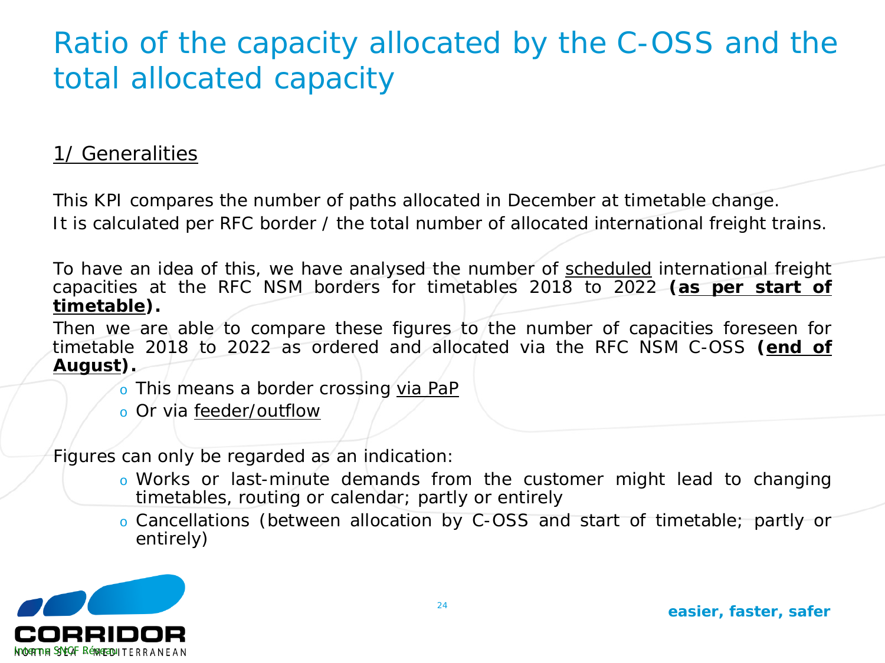# Ratio of the capacity allocated by the C-OSS and the total allocated capacity

## 1/ Generalities

This KPI compares the number of paths allocated in December at timetable change.
It is calculated per RFC border / the total number of allocated international freight trains.

To have an idea of this, we have analysed the number of scheduled international freight capacities at the RFC NSM borders for timetables 2018 to 2022 **(as per start of timetable).**

Then we are able to compare these figures to the number of capacities foreseen for timetable 2018 to 2022 as ordered and allocated via the RFC NSM C-OSS **(end of August).**

- This means a border crossing via PaP
- Or via feeder/outflow

Figures can only be regarded as an indication:

- Works or last-minute demands from the customer might lead to changing timetables, routing or calendar; partly or entirely
- Cancellations (between allocation by C-OSS and start of timetable; partly or entirely)

easier, faster, safer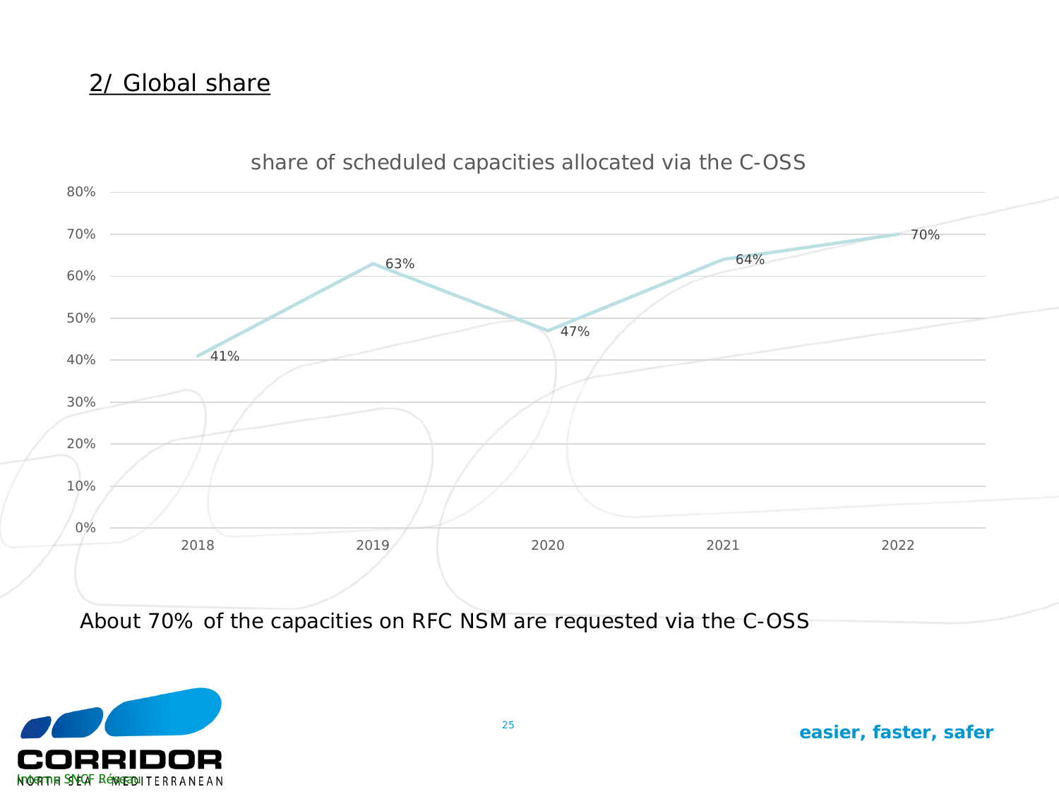## 2/ Global share

share of scheduled capacities allocated via the C-OSS

| Year | Share |
|---|---|
| 2018 | 41% |
| 2019 | 63% |
| 2020 | 47% |
| 2021 | 64% |
| 2022 | 70% |

About 70% of the capacities on RFC NSM are requested via the C-OSS

**easier, faster, safer**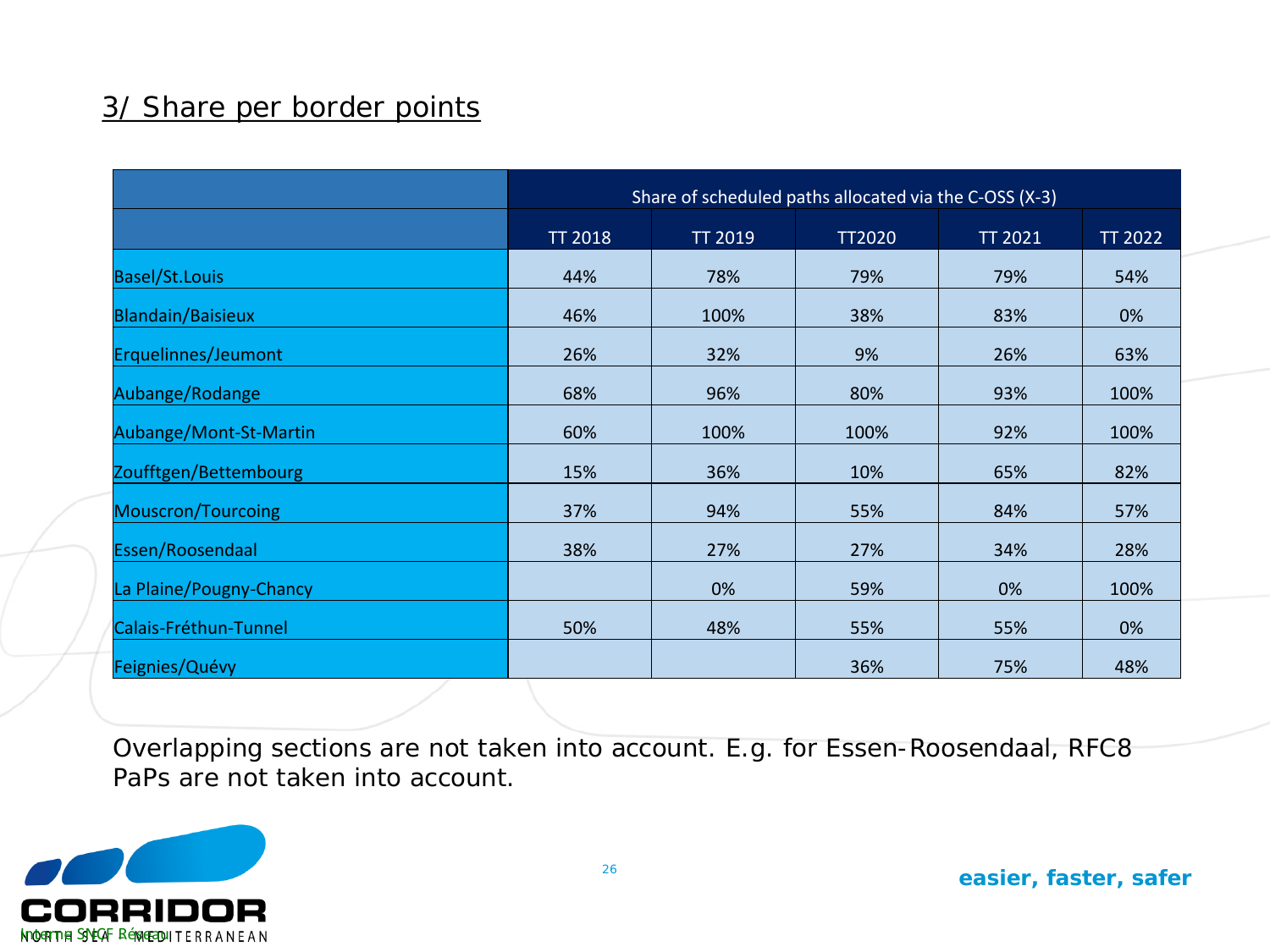## 3/ Share per border points

| | Share of scheduled paths allocated via the C-OSS (X-3) | | | | |
|---|---|---|---|---|---|
| | TT 2018 | TT 2019 | TT2020 | TT 2021 | TT 2022 |
| Basel/St.Louis | 44% | 78% | 79% | 79% | 54% |
| Blandain/Baisieux | 46% | 100% | 38% | 83% | 0% |
| Erquelinnes/Jeumont | 26% | 32% | 9% | 26% | 63% |
| Aubange/Rodange | 68% | 96% | 80% | 93% | 100% |
| Aubange/Mont-St-Martin | 60% | 100% | 100% | 92% | 100% |
| Zoufftgen/Bettembourg | 15% | 36% | 10% | 65% | 82% |
| Mouscron/Tourcoing | 37% | 94% | 55% | 84% | 57% |
| Essen/Roosendaal | 38% | 27% | 27% | 34% | 28% |
| La Plaine/Pougny-Chancy | | 0% | 59% | 0% | 100% |
| Calais-Fréthun-Tunnel | 50% | 48% | 55% | 55% | 0% |
| Feignies/Quévy | | | 36% | 75% | 48% |

Overlapping sections are not taken into account. E.g. for Essen-Roosendaal, RFC8 PaPs are not taken into account.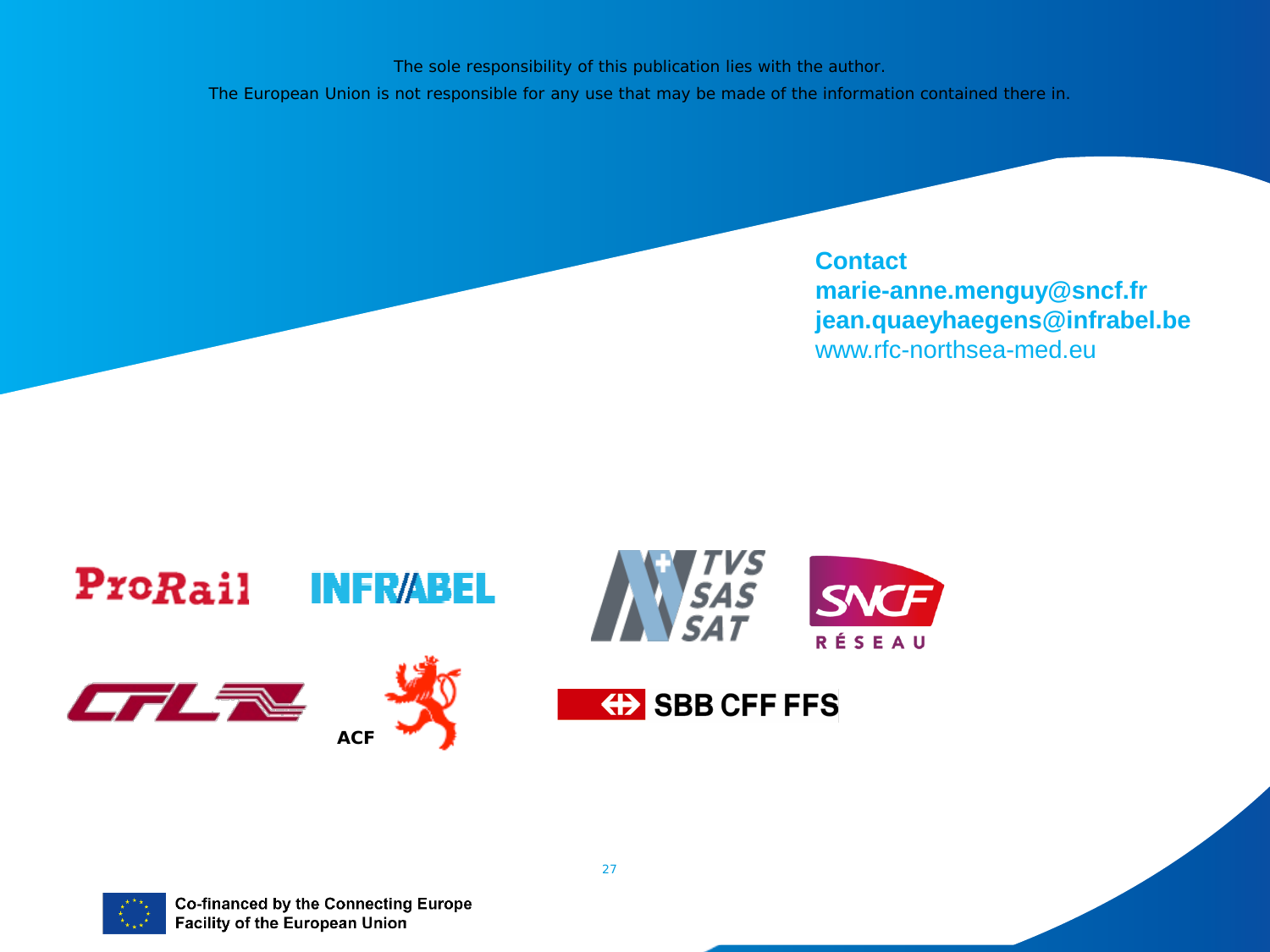The sole responsibility of this publication lies with the author.

The European Union is not responsible for any use that may be made of the information contained there in.

**Contact**
**marie-anne.menguy@sncf.fr**
**jean.quaeyhaegens@infrabel.be**
www.rfc-northsea-med.eu

ProRail INFRABEL TVS SAS SAT SNCF RÉSEAU

CFL ACF SBB CFF FFS

**Co-financed by the Connecting Europe Facility of the European Union**